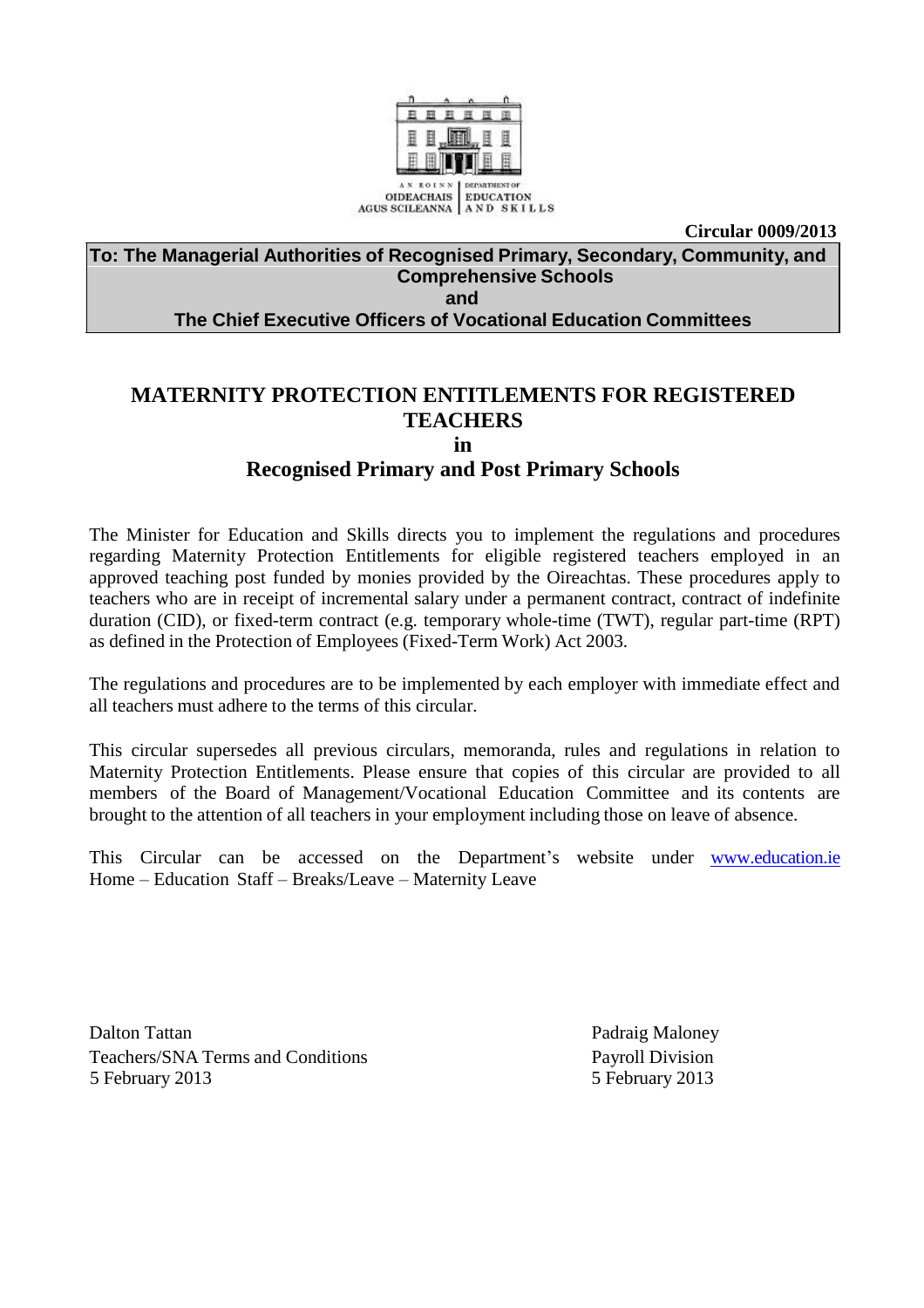AN ROINN OIDEACHAIS AGUS SCILEANNA | DEPARTMENT OF EDUCATION AND SKILLS

**Circular 0009/2013**

**To: The Managerial Authorities of Recognised Primary, Secondary, Community, and Comprehensive Schools**
**and**
**The Chief Executive Officers of Vocational Education Committees**

# MATERNITY PROTECTION ENTITLEMENTS FOR REGISTERED TEACHERS
# in
# Recognised Primary and Post Primary Schools

The Minister for Education and Skills directs you to implement the regulations and procedures regarding Maternity Protection Entitlements for eligible registered teachers employed in an approved teaching post funded by monies provided by the Oireachtas. These procedures apply to teachers who are in receipt of incremental salary under a permanent contract, contract of indefinite duration (CID), or fixed-term contract (e.g. temporary whole-time (TWT), regular part-time (RPT) as defined in the Protection of Employees (Fixed-Term Work) Act 2003.

The regulations and procedures are to be implemented by each employer with immediate effect and all teachers must adhere to the terms of this circular.

This circular supersedes all previous circulars, memoranda, rules and regulations in relation to Maternity Protection Entitlements. Please ensure that copies of this circular are provided to all members of the Board of Management/Vocational Education Committee and its contents are brought to the attention of all teachers in your employment including those on leave of absence.

This Circular can be accessed on the Department's website under www.education.ie Home – Education Staff – Breaks/Leave – Maternity Leave

Dalton Tattan
Teachers/SNA Terms and Conditions
5 February 2013

Padraig Maloney
Payroll Division
5 February 2013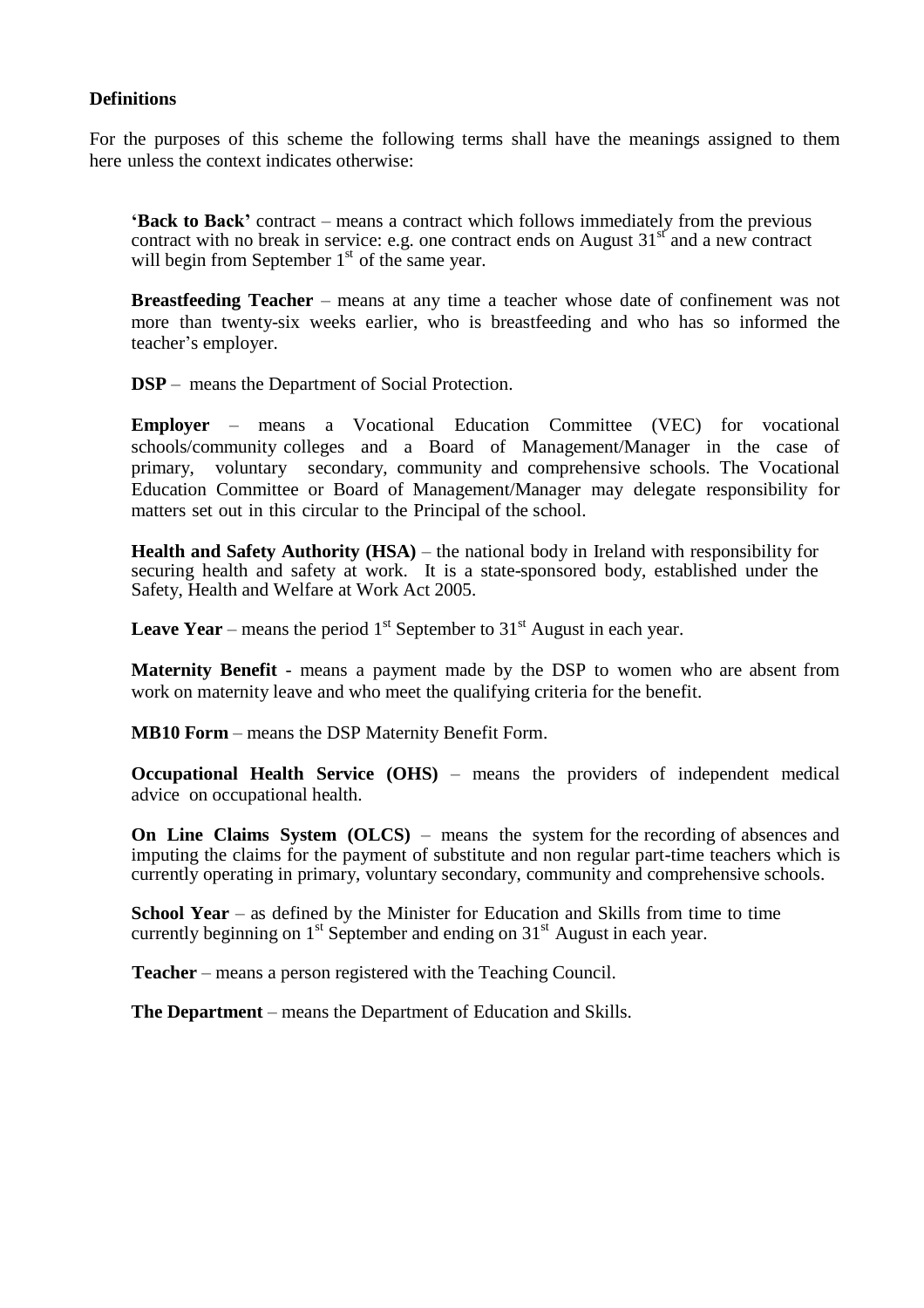**Definitions**

For the purposes of this scheme the following terms shall have the meanings assigned to them here unless the context indicates otherwise:

**'Back to Back'** contract – means a contract which follows immediately from the previous contract with no break in service: e.g. one contract ends on August 31st and a new contract will begin from September 1st of the same year.

**Breastfeeding Teacher** – means at any time a teacher whose date of confinement was not more than twenty-six weeks earlier, who is breastfeeding and who has so informed the teacher's employer.

**DSP** – means the Department of Social Protection.

**Employer** – means a Vocational Education Committee (VEC) for vocational schools/community colleges and a Board of Management/Manager in the case of primary, voluntary secondary, community and comprehensive schools. The Vocational Education Committee or Board of Management/Manager may delegate responsibility for matters set out in this circular to the Principal of the school.

**Health and Safety Authority (HSA)** – the national body in Ireland with responsibility for securing health and safety at work. It is a state-sponsored body, established under the Safety, Health and Welfare at Work Act 2005.

**Leave Year** – means the period 1st September to 31st August in each year.

**Maternity Benefit** - means a payment made by the DSP to women who are absent from work on maternity leave and who meet the qualifying criteria for the benefit.

**MB10 Form** – means the DSP Maternity Benefit Form.

**Occupational Health Service (OHS)** – means the providers of independent medical advice on occupational health.

**On Line Claims System (OLCS)** – means the system for the recording of absences and imputing the claims for the payment of substitute and non regular part-time teachers which is currently operating in primary, voluntary secondary, community and comprehensive schools.

**School Year** – as defined by the Minister for Education and Skills from time to time currently beginning on 1st September and ending on 31st August in each year.

**Teacher** – means a person registered with the Teaching Council.

**The Department** – means the Department of Education and Skills.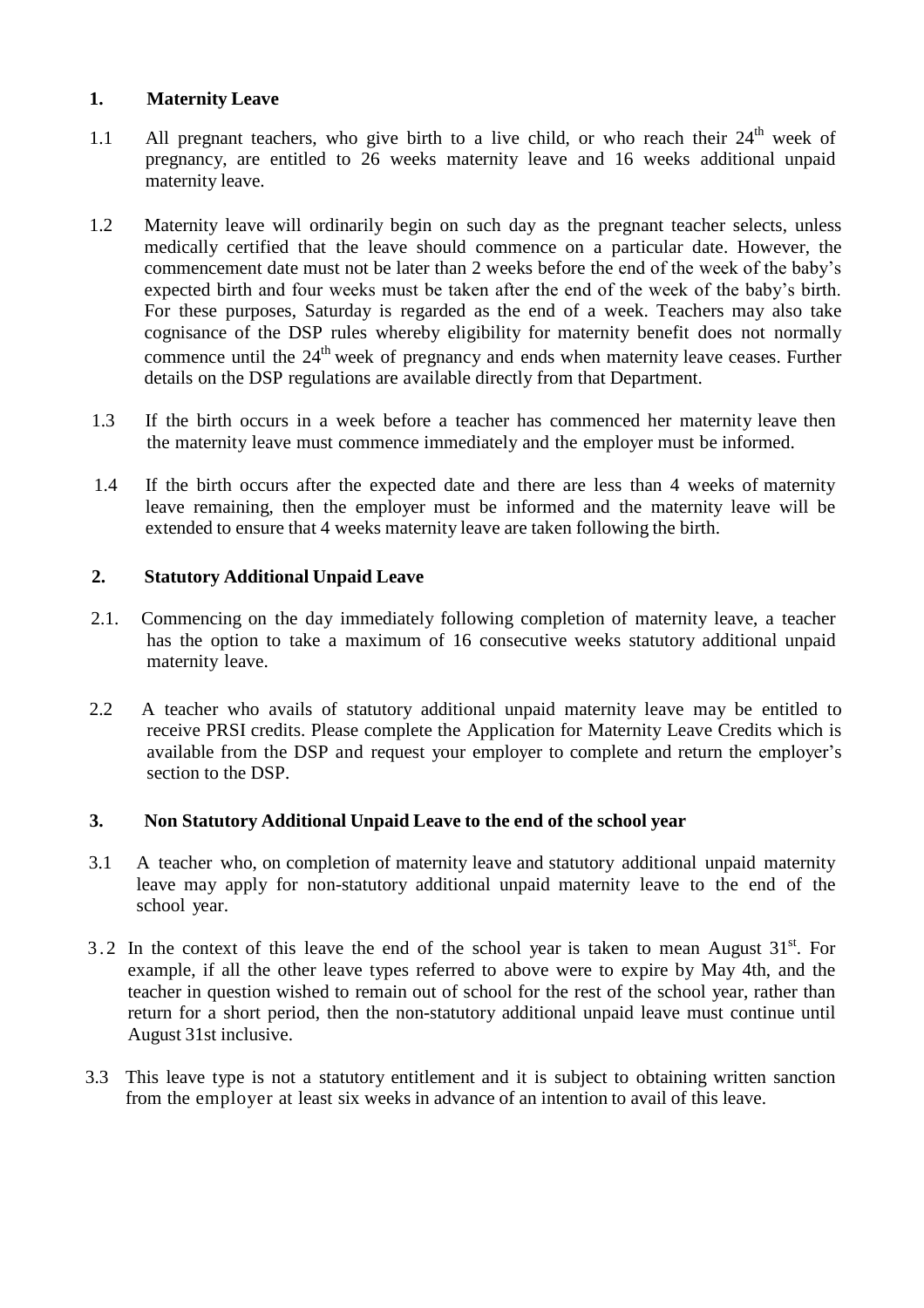## 1. Maternity Leave

1.1 All pregnant teachers, who give birth to a live child, or who reach their 24th week of pregnancy, are entitled to 26 weeks maternity leave and 16 weeks additional unpaid maternity leave.

1.2 Maternity leave will ordinarily begin on such day as the pregnant teacher selects, unless medically certified that the leave should commence on a particular date. However, the commencement date must not be later than 2 weeks before the end of the week of the baby's expected birth and four weeks must be taken after the end of the week of the baby's birth. For these purposes, Saturday is regarded as the end of a week. Teachers may also take cognisance of the DSP rules whereby eligibility for maternity benefit does not normally commence until the 24th week of pregnancy and ends when maternity leave ceases. Further details on the DSP regulations are available directly from that Department.

1.3 If the birth occurs in a week before a teacher has commenced her maternity leave then the maternity leave must commence immediately and the employer must be informed.

1.4 If the birth occurs after the expected date and there are less than 4 weeks of maternity leave remaining, then the employer must be informed and the maternity leave will be extended to ensure that 4 weeks maternity leave are taken following the birth.

## 2. Statutory Additional Unpaid Leave

2.1. Commencing on the day immediately following completion of maternity leave, a teacher has the option to take a maximum of 16 consecutive weeks statutory additional unpaid maternity leave.

2.2 A teacher who avails of statutory additional unpaid maternity leave may be entitled to receive PRSI credits. Please complete the Application for Maternity Leave Credits which is available from the DSP and request your employer to complete and return the employer's section to the DSP.

## 3. Non Statutory Additional Unpaid Leave to the end of the school year

3.1 A teacher who, on completion of maternity leave and statutory additional unpaid maternity leave may apply for non-statutory additional unpaid maternity leave to the end of the school year.

3.2 In the context of this leave the end of the school year is taken to mean August 31st. For example, if all the other leave types referred to above were to expire by May 4th, and the teacher in question wished to remain out of school for the rest of the school year, rather than return for a short period, then the non-statutory additional unpaid leave must continue until August 31st inclusive.

3.3 This leave type is not a statutory entitlement and it is subject to obtaining written sanction from the employer at least six weeks in advance of an intention to avail of this leave.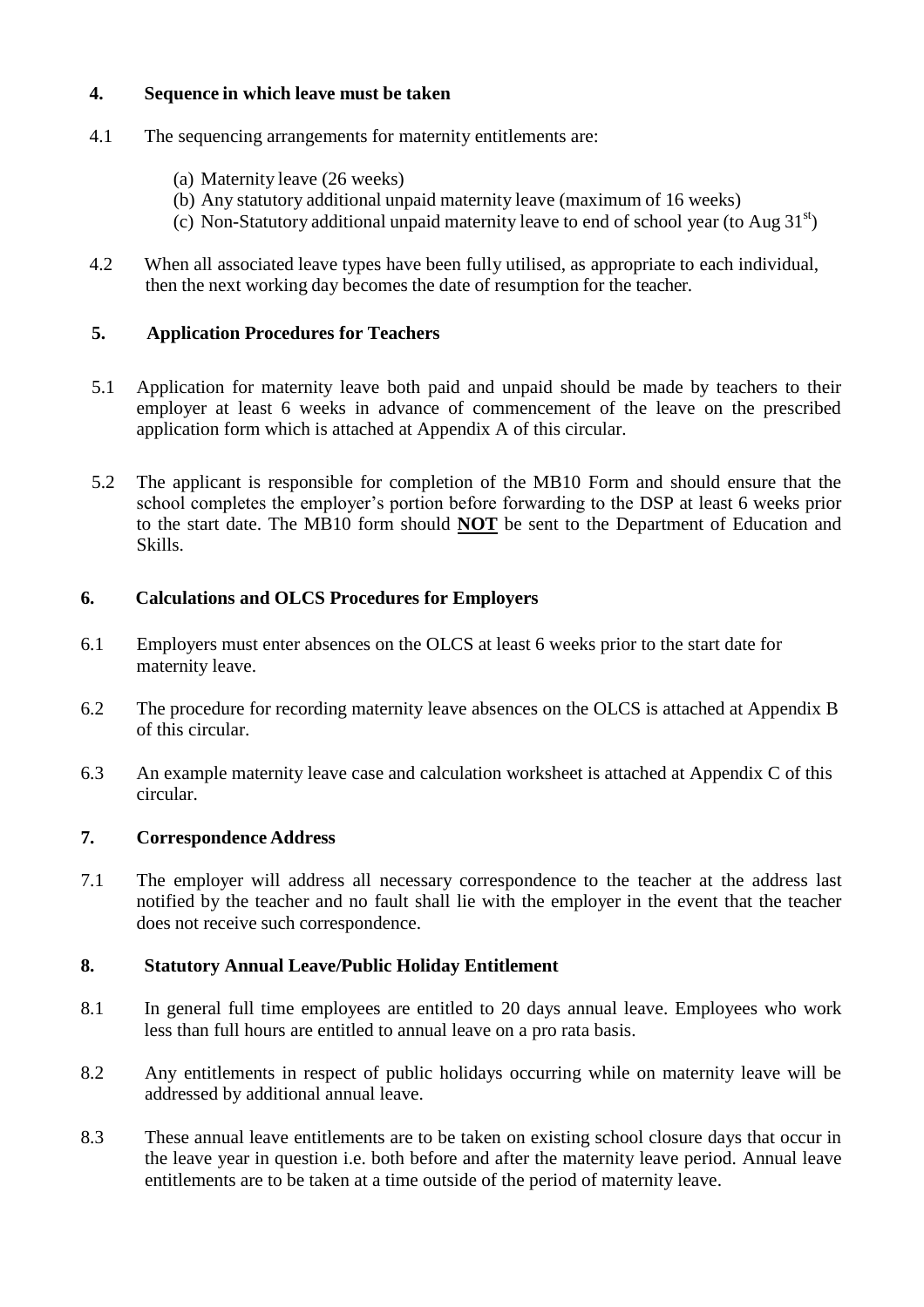## 4. Sequence in which leave must be taken

4.1 The sequencing arrangements for maternity entitlements are:

(a) Maternity leave (26 weeks)
(b) Any statutory additional unpaid maternity leave (maximum of 16 weeks)
(c) Non-Statutory additional unpaid maternity leave to end of school year (to Aug 31st)

4.2 When all associated leave types have been fully utilised, as appropriate to each individual, then the next working day becomes the date of resumption for the teacher.

## 5. Application Procedures for Teachers

5.1 Application for maternity leave both paid and unpaid should be made by teachers to their employer at least 6 weeks in advance of commencement of the leave on the prescribed application form which is attached at Appendix A of this circular.

5.2 The applicant is responsible for completion of the MB10 Form and should ensure that the school completes the employer's portion before forwarding to the DSP at least 6 weeks prior to the start date. The MB10 form should **NOT** be sent to the Department of Education and Skills.

## 6. Calculations and OLCS Procedures for Employers

6.1 Employers must enter absences on the OLCS at least 6 weeks prior to the start date for maternity leave.

6.2 The procedure for recording maternity leave absences on the OLCS is attached at Appendix B of this circular.

6.3 An example maternity leave case and calculation worksheet is attached at Appendix C of this circular.

## 7. Correspondence Address

7.1 The employer will address all necessary correspondence to the teacher at the address last notified by the teacher and no fault shall lie with the employer in the event that the teacher does not receive such correspondence.

## 8. Statutory Annual Leave/Public Holiday Entitlement

8.1 In general full time employees are entitled to 20 days annual leave. Employees who work less than full hours are entitled to annual leave on a pro rata basis.

8.2 Any entitlements in respect of public holidays occurring while on maternity leave will be addressed by additional annual leave.

8.3 These annual leave entitlements are to be taken on existing school closure days that occur in the leave year in question i.e. both before and after the maternity leave period. Annual leave entitlements are to be taken at a time outside of the period of maternity leave.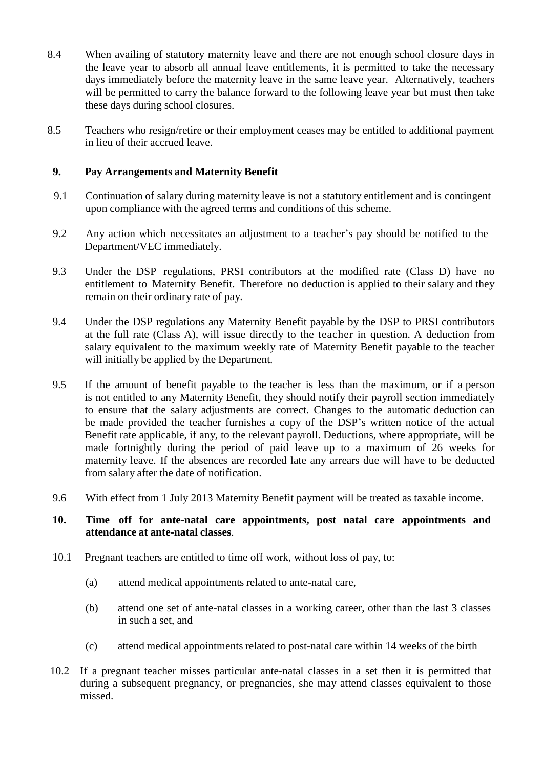8.4 When availing of statutory maternity leave and there are not enough school closure days in the leave year to absorb all annual leave entitlements, it is permitted to take the necessary days immediately before the maternity leave in the same leave year. Alternatively, teachers will be permitted to carry the balance forward to the following leave year but must then take these days during school closures.

8.5 Teachers who resign/retire or their employment ceases may be entitled to additional payment in lieu of their accrued leave.

## 9. Pay Arrangements and Maternity Benefit

9.1 Continuation of salary during maternity leave is not a statutory entitlement and is contingent upon compliance with the agreed terms and conditions of this scheme.

9.2 Any action which necessitates an adjustment to a teacher's pay should be notified to the Department/VEC immediately.

9.3 Under the DSP regulations, PRSI contributors at the modified rate (Class D) have no entitlement to Maternity Benefit. Therefore no deduction is applied to their salary and they remain on their ordinary rate of pay.

9.4 Under the DSP regulations any Maternity Benefit payable by the DSP to PRSI contributors at the full rate (Class A), will issue directly to the teacher in question. A deduction from salary equivalent to the maximum weekly rate of Maternity Benefit payable to the teacher will initially be applied by the Department.

9.5 If the amount of benefit payable to the teacher is less than the maximum, or if a person is not entitled to any Maternity Benefit, they should notify their payroll section immediately to ensure that the salary adjustments are correct. Changes to the automatic deduction can be made provided the teacher furnishes a copy of the DSP's written notice of the actual Benefit rate applicable, if any, to the relevant payroll. Deductions, where appropriate, will be made fortnightly during the period of paid leave up to a maximum of 26 weeks for maternity leave. If the absences are recorded late any arrears due will have to be deducted from salary after the date of notification.

9.6 With effect from 1 July 2013 Maternity Benefit payment will be treated as taxable income.

## 10. Time off for ante-natal care appointments, post natal care appointments and attendance at ante-natal classes.

10.1 Pregnant teachers are entitled to time off work, without loss of pay, to:

(a) attend medical appointments related to ante-natal care,

(b) attend one set of ante-natal classes in a working career, other than the last 3 classes in such a set, and

(c) attend medical appointments related to post-natal care within 14 weeks of the birth

10.2 If a pregnant teacher misses particular ante-natal classes in a set then it is permitted that during a subsequent pregnancy, or pregnancies, she may attend classes equivalent to those missed.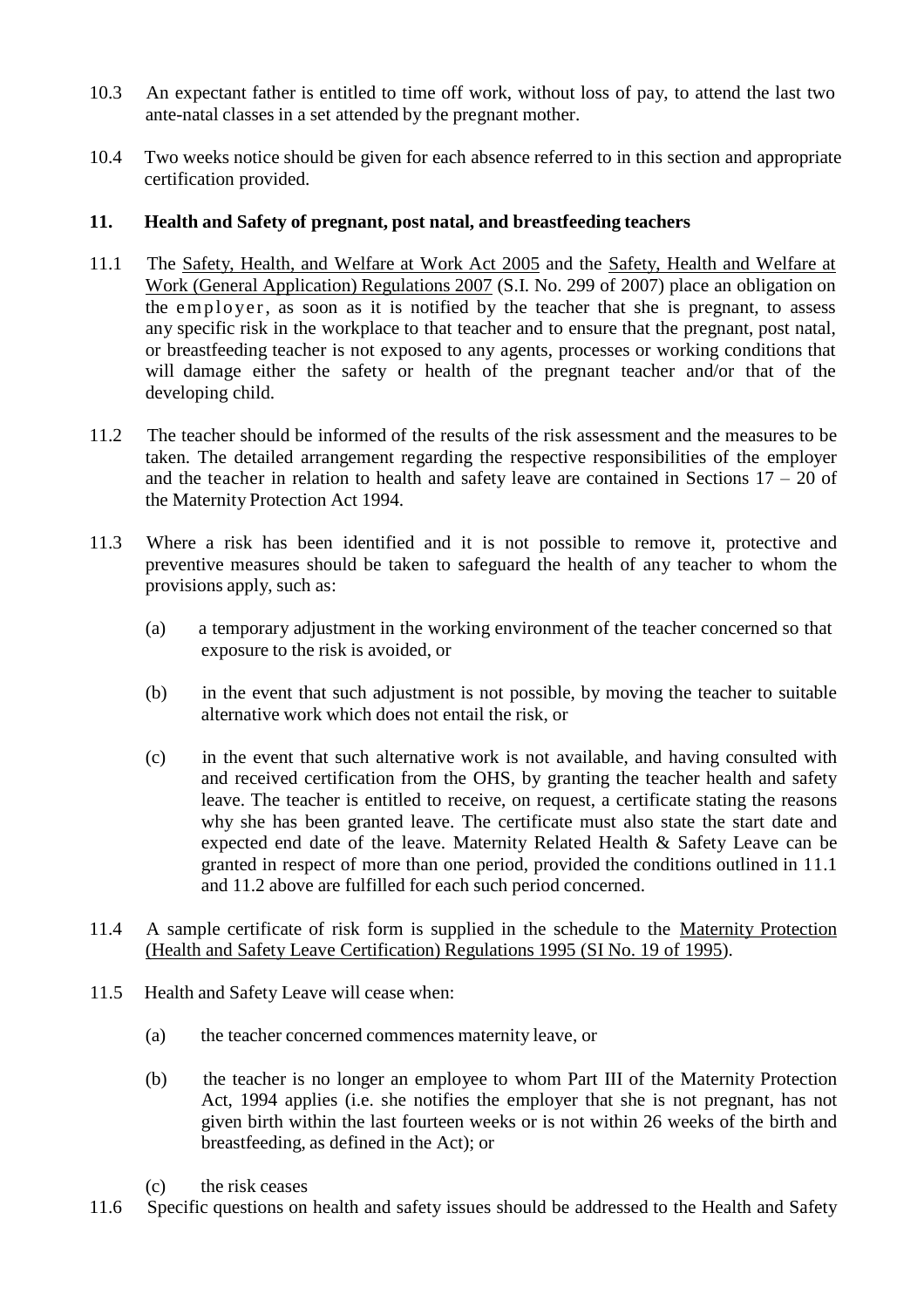10.3 An expectant father is entitled to time off work, without loss of pay, to attend the last two ante-natal classes in a set attended by the pregnant mother.

10.4 Two weeks notice should be given for each absence referred to in this section and appropriate certification provided.

## 11. Health and Safety of pregnant, post natal, and breastfeeding teachers

11.1 The Safety, Health, and Welfare at Work Act 2005 and the Safety, Health and Welfare at Work (General Application) Regulations 2007 (S.I. No. 299 of 2007) place an obligation on the employer, as soon as it is notified by the teacher that she is pregnant, to assess any specific risk in the workplace to that teacher and to ensure that the pregnant, post natal, or breastfeeding teacher is not exposed to any agents, processes or working conditions that will damage either the safety or health of the pregnant teacher and/or that of the developing child.

11.2 The teacher should be informed of the results of the risk assessment and the measures to be taken. The detailed arrangement regarding the respective responsibilities of the employer and the teacher in relation to health and safety leave are contained in Sections 17 – 20 of the Maternity Protection Act 1994.

11.3 Where a risk has been identified and it is not possible to remove it, protective and preventive measures should be taken to safeguard the health of any teacher to whom the provisions apply, such as:

(a) a temporary adjustment in the working environment of the teacher concerned so that exposure to the risk is avoided, or

(b) in the event that such adjustment is not possible, by moving the teacher to suitable alternative work which does not entail the risk, or

(c) in the event that such alternative work is not available, and having consulted with and received certification from the OHS, by granting the teacher health and safety leave. The teacher is entitled to receive, on request, a certificate stating the reasons why she has been granted leave. The certificate must also state the start date and expected end date of the leave. Maternity Related Health & Safety Leave can be granted in respect of more than one period, provided the conditions outlined in 11.1 and 11.2 above are fulfilled for each such period concerned.

11.4 A sample certificate of risk form is supplied in the schedule to the Maternity Protection (Health and Safety Leave Certification) Regulations 1995 (SI No. 19 of 1995).

11.5 Health and Safety Leave will cease when:

(a) the teacher concerned commences maternity leave, or

(b) the teacher is no longer an employee to whom Part III of the Maternity Protection Act, 1994 applies (i.e. she notifies the employer that she is not pregnant, has not given birth within the last fourteen weeks or is not within 26 weeks of the birth and breastfeeding, as defined in the Act); or

(c) the risk ceases

11.6 Specific questions on health and safety issues should be addressed to the Health and Safety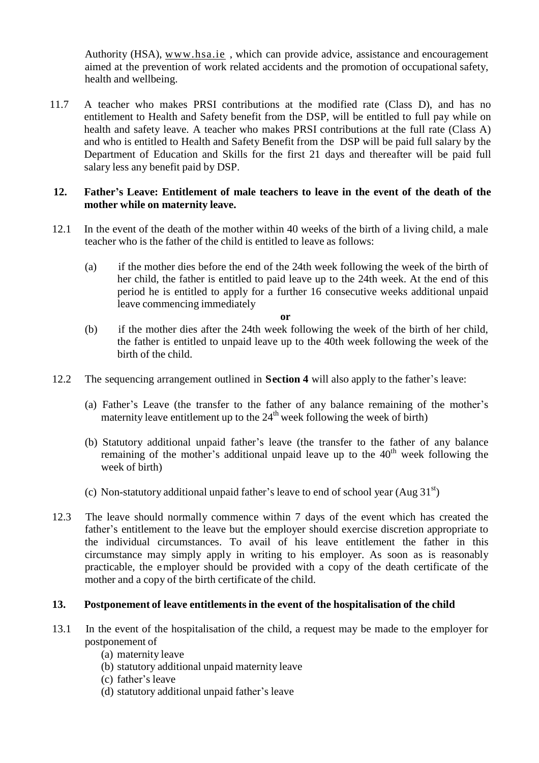Authority (HSA), www.hsa.ie , which can provide advice, assistance and encouragement aimed at the prevention of work related accidents and the promotion of occupational safety, health and wellbeing.

11.7 A teacher who makes PRSI contributions at the modified rate (Class D), and has no entitlement to Health and Safety benefit from the DSP, will be entitled to full pay while on health and safety leave. A teacher who makes PRSI contributions at the full rate (Class A) and who is entitled to Health and Safety Benefit from the DSP will be paid full salary by the Department of Education and Skills for the first 21 days and thereafter will be paid full salary less any benefit paid by DSP.

## 12. Father's Leave: Entitlement of male teachers to leave in the event of the death of the mother while on maternity leave.

12.1 In the event of the death of the mother within 40 weeks of the birth of a living child, a male teacher who is the father of the child is entitled to leave as follows:

(a) if the mother dies before the end of the 24th week following the week of the birth of her child, the father is entitled to paid leave up to the 24th week. At the end of this period he is entitled to apply for a further 16 consecutive weeks additional unpaid leave commencing immediately

**or**

(b) if the mother dies after the 24th week following the week of the birth of her child, the father is entitled to unpaid leave up to the 40th week following the week of the birth of the child.

12.2 The sequencing arrangement outlined in **Section 4** will also apply to the father's leave:

(a) Father's Leave (the transfer to the father of any balance remaining of the mother's maternity leave entitlement up to the 24th week following the week of birth)

(b) Statutory additional unpaid father's leave (the transfer to the father of any balance remaining of the mother's additional unpaid leave up to the 40th week following the week of birth)

(c) Non-statutory additional unpaid father's leave to end of school year (Aug 31st)

12.3 The leave should normally commence within 7 days of the event which has created the father's entitlement to the leave but the employer should exercise discretion appropriate to the individual circumstances. To avail of his leave entitlement the father in this circumstance may simply apply in writing to his employer. As soon as is reasonably practicable, the employer should be provided with a copy of the death certificate of the mother and a copy of the birth certificate of the child.

## 13. Postponement of leave entitlements in the event of the hospitalisation of the child

13.1 In the event of the hospitalisation of the child, a request may be made to the employer for postponement of

(a) maternity leave
(b) statutory additional unpaid maternity leave
(c) father's leave
(d) statutory additional unpaid father's leave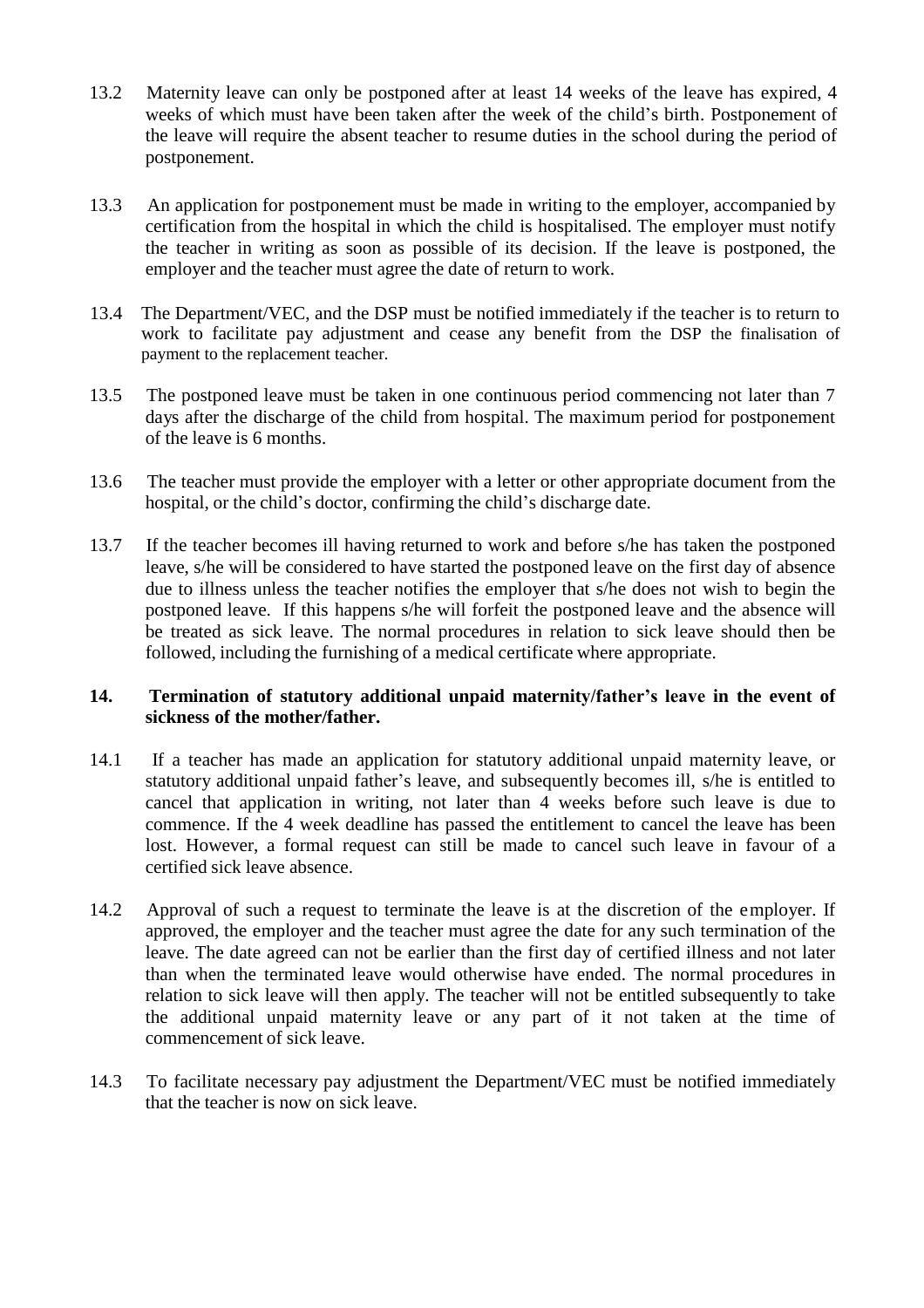13.2 Maternity leave can only be postponed after at least 14 weeks of the leave has expired, 4 weeks of which must have been taken after the week of the child's birth. Postponement of the leave will require the absent teacher to resume duties in the school during the period of postponement.

13.3 An application for postponement must be made in writing to the employer, accompanied by certification from the hospital in which the child is hospitalised. The employer must notify the teacher in writing as soon as possible of its decision. If the leave is postponed, the employer and the teacher must agree the date of return to work.

13.4 The Department/VEC, and the DSP must be notified immediately if the teacher is to return to work to facilitate pay adjustment and cease any benefit from the DSP the finalisation of payment to the replacement teacher.

13.5 The postponed leave must be taken in one continuous period commencing not later than 7 days after the discharge of the child from hospital. The maximum period for postponement of the leave is 6 months.

13.6 The teacher must provide the employer with a letter or other appropriate document from the hospital, or the child's doctor, confirming the child's discharge date.

13.7 If the teacher becomes ill having returned to work and before s/he has taken the postponed leave, s/he will be considered to have started the postponed leave on the first day of absence due to illness unless the teacher notifies the employer that s/he does not wish to begin the postponed leave. If this happens s/he will forfeit the postponed leave and the absence will be treated as sick leave. The normal procedures in relation to sick leave should then be followed, including the furnishing of a medical certificate where appropriate.

## 14. Termination of statutory additional unpaid maternity/father's leave in the event of sickness of the mother/father.

14.1 If a teacher has made an application for statutory additional unpaid maternity leave, or statutory additional unpaid father's leave, and subsequently becomes ill, s/he is entitled to cancel that application in writing, not later than 4 weeks before such leave is due to commence. If the 4 week deadline has passed the entitlement to cancel the leave has been lost. However, a formal request can still be made to cancel such leave in favour of a certified sick leave absence.

14.2 Approval of such a request to terminate the leave is at the discretion of the employer. If approved, the employer and the teacher must agree the date for any such termination of the leave. The date agreed can not be earlier than the first day of certified illness and not later than when the terminated leave would otherwise have ended. The normal procedures in relation to sick leave will then apply. The teacher will not be entitled subsequently to take the additional unpaid maternity leave or any part of it not taken at the time of commencement of sick leave.

14.3 To facilitate necessary pay adjustment the Department/VEC must be notified immediately that the teacher is now on sick leave.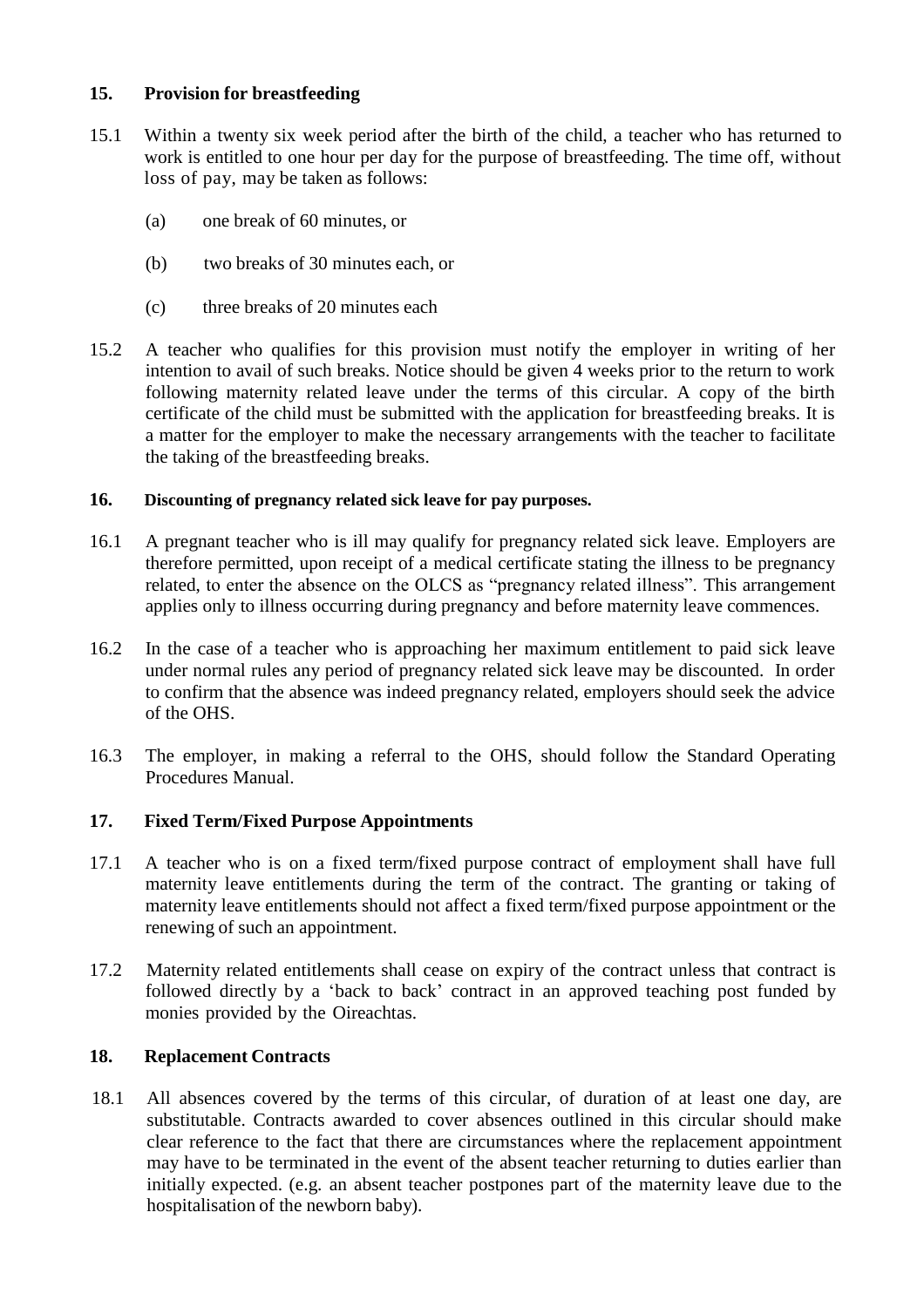## 15. Provision for breastfeeding

15.1 Within a twenty six week period after the birth of the child, a teacher who has returned to work is entitled to one hour per day for the purpose of breastfeeding. The time off, without loss of pay, may be taken as follows:

(a) one break of 60 minutes, or

(b) two breaks of 30 minutes each, or

(c) three breaks of 20 minutes each

15.2 A teacher who qualifies for this provision must notify the employer in writing of her intention to avail of such breaks. Notice should be given 4 weeks prior to the return to work following maternity related leave under the terms of this circular. A copy of the birth certificate of the child must be submitted with the application for breastfeeding breaks. It is a matter for the employer to make the necessary arrangements with the teacher to facilitate the taking of the breastfeeding breaks.

## 16. Discounting of pregnancy related sick leave for pay purposes.

16.1 A pregnant teacher who is ill may qualify for pregnancy related sick leave. Employers are therefore permitted, upon receipt of a medical certificate stating the illness to be pregnancy related, to enter the absence on the OLCS as "pregnancy related illness". This arrangement applies only to illness occurring during pregnancy and before maternity leave commences.

16.2 In the case of a teacher who is approaching her maximum entitlement to paid sick leave under normal rules any period of pregnancy related sick leave may be discounted. In order to confirm that the absence was indeed pregnancy related, employers should seek the advice of the OHS.

16.3 The employer, in making a referral to the OHS, should follow the Standard Operating Procedures Manual.

## 17. Fixed Term/Fixed Purpose Appointments

17.1 A teacher who is on a fixed term/fixed purpose contract of employment shall have full maternity leave entitlements during the term of the contract. The granting or taking of maternity leave entitlements should not affect a fixed term/fixed purpose appointment or the renewing of such an appointment.

17.2 Maternity related entitlements shall cease on expiry of the contract unless that contract is followed directly by a 'back to back' contract in an approved teaching post funded by monies provided by the Oireachtas.

## 18. Replacement Contracts

18.1 All absences covered by the terms of this circular, of duration of at least one day, are substitutable. Contracts awarded to cover absences outlined in this circular should make clear reference to the fact that there are circumstances where the replacement appointment may have to be terminated in the event of the absent teacher returning to duties earlier than initially expected. (e.g. an absent teacher postpones part of the maternity leave due to the hospitalisation of the newborn baby).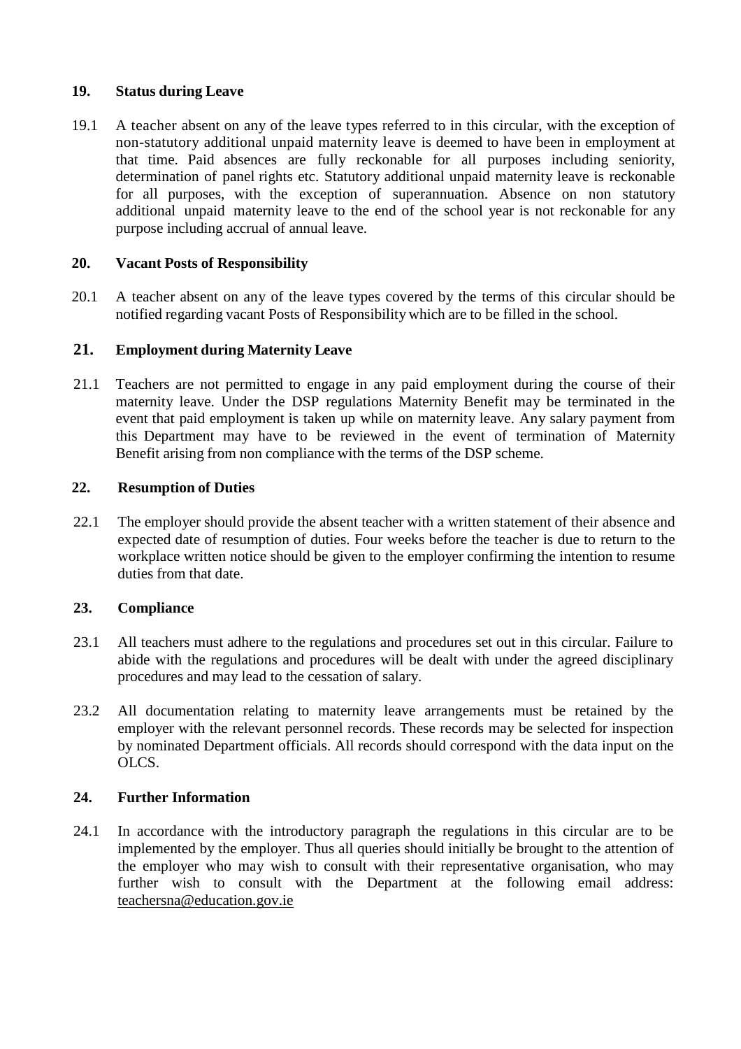## 19. Status during Leave

19.1 A teacher absent on any of the leave types referred to in this circular, with the exception of non-statutory additional unpaid maternity leave is deemed to have been in employment at that time. Paid absences are fully reckonable for all purposes including seniority, determination of panel rights etc. Statutory additional unpaid maternity leave is reckonable for all purposes, with the exception of superannuation. Absence on non statutory additional unpaid maternity leave to the end of the school year is not reckonable for any purpose including accrual of annual leave.

## 20. Vacant Posts of Responsibility

20.1 A teacher absent on any of the leave types covered by the terms of this circular should be notified regarding vacant Posts of Responsibility which are to be filled in the school.

## 21. Employment during Maternity Leave

21.1 Teachers are not permitted to engage in any paid employment during the course of their maternity leave. Under the DSP regulations Maternity Benefit may be terminated in the event that paid employment is taken up while on maternity leave. Any salary payment from this Department may have to be reviewed in the event of termination of Maternity Benefit arising from non compliance with the terms of the DSP scheme.

## 22. Resumption of Duties

22.1 The employer should provide the absent teacher with a written statement of their absence and expected date of resumption of duties. Four weeks before the teacher is due to return to the workplace written notice should be given to the employer confirming the intention to resume duties from that date.

## 23. Compliance

23.1 All teachers must adhere to the regulations and procedures set out in this circular. Failure to abide with the regulations and procedures will be dealt with under the agreed disciplinary procedures and may lead to the cessation of salary.

23.2 All documentation relating to maternity leave arrangements must be retained by the employer with the relevant personnel records. These records may be selected for inspection by nominated Department officials. All records should correspond with the data input on the OLCS.

## 24. Further Information

24.1 In accordance with the introductory paragraph the regulations in this circular are to be implemented by the employer. Thus all queries should initially be brought to the attention of the employer who may wish to consult with their representative organisation, who may further wish to consult with the Department at the following email address: teachersna@education.gov.ie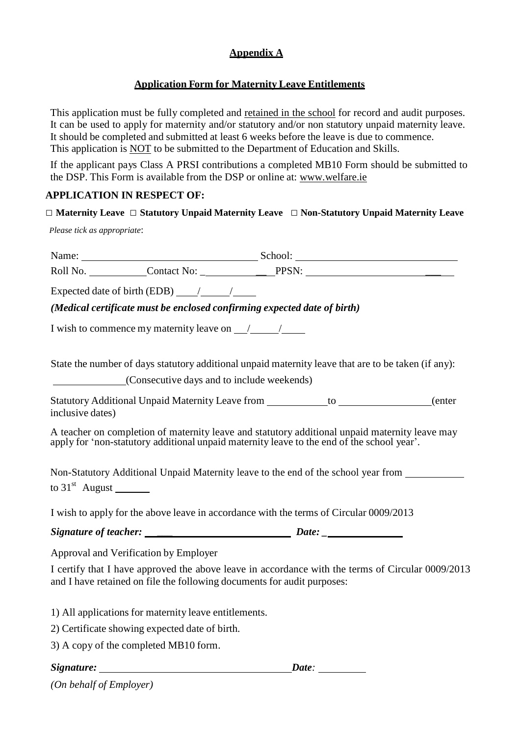**Appendix A**

**Application Form for Maternity Leave Entitlements**

This application must be fully completed and retained in the school for record and audit purposes. It can be used to apply for maternity and/or statutory and/or non statutory unpaid maternity leave. It should be completed and submitted at least 6 weeks before the leave is due to commence. This application is NOT to be submitted to the Department of Education and Skills.

If the applicant pays Class A PRSI contributions a completed MB10 Form should be submitted to the DSP. This Form is available from the DSP or online at: www.welfare.ie

**APPLICATION IN RESPECT OF:**

**□ Maternity Leave □ Statutory Unpaid Maternity Leave □ Non-Statutory Unpaid Maternity Leave**

*Please tick as appropriate*:

Name: ______________________________ School: ______________________________

Roll No. __________ Contact No: ____________ PPSN: ______________________

Expected date of birth (EDB) ____/_____/____

***(Medical certificate must be enclosed confirming expected date of birth)***

I wish to commence my maternity leave on ___/_____/____

State the number of days statutory additional unpaid maternity leave that are to be taken (if any):

____________(Consecutive days and to include weekends)

Statutory Additional Unpaid Maternity Leave from __________ to ______________(enter inclusive dates)

A teacher on completion of maternity leave and statutory additional unpaid maternity leave may apply for 'non-statutory additional unpaid maternity leave to the end of the school year'.

Non-Statutory Additional Unpaid Maternity leave to the end of the school year from __________ to 31st August ______

I wish to apply for the above leave in accordance with the terms of Circular 0009/2013

***Signature of teacher:*** ______________________ ***Date:*** ______________

Approval and Verification by Employer

I certify that I have approved the above leave in accordance with the terms of Circular 0009/2013 and I have retained on file the following documents for audit purposes:

1) All applications for maternity leave entitlements.

2) Certificate showing expected date of birth.

3) A copy of the completed MB10 form.

***Signature:*** ______________________________ ***Date:*** ________

*(On behalf of Employer)*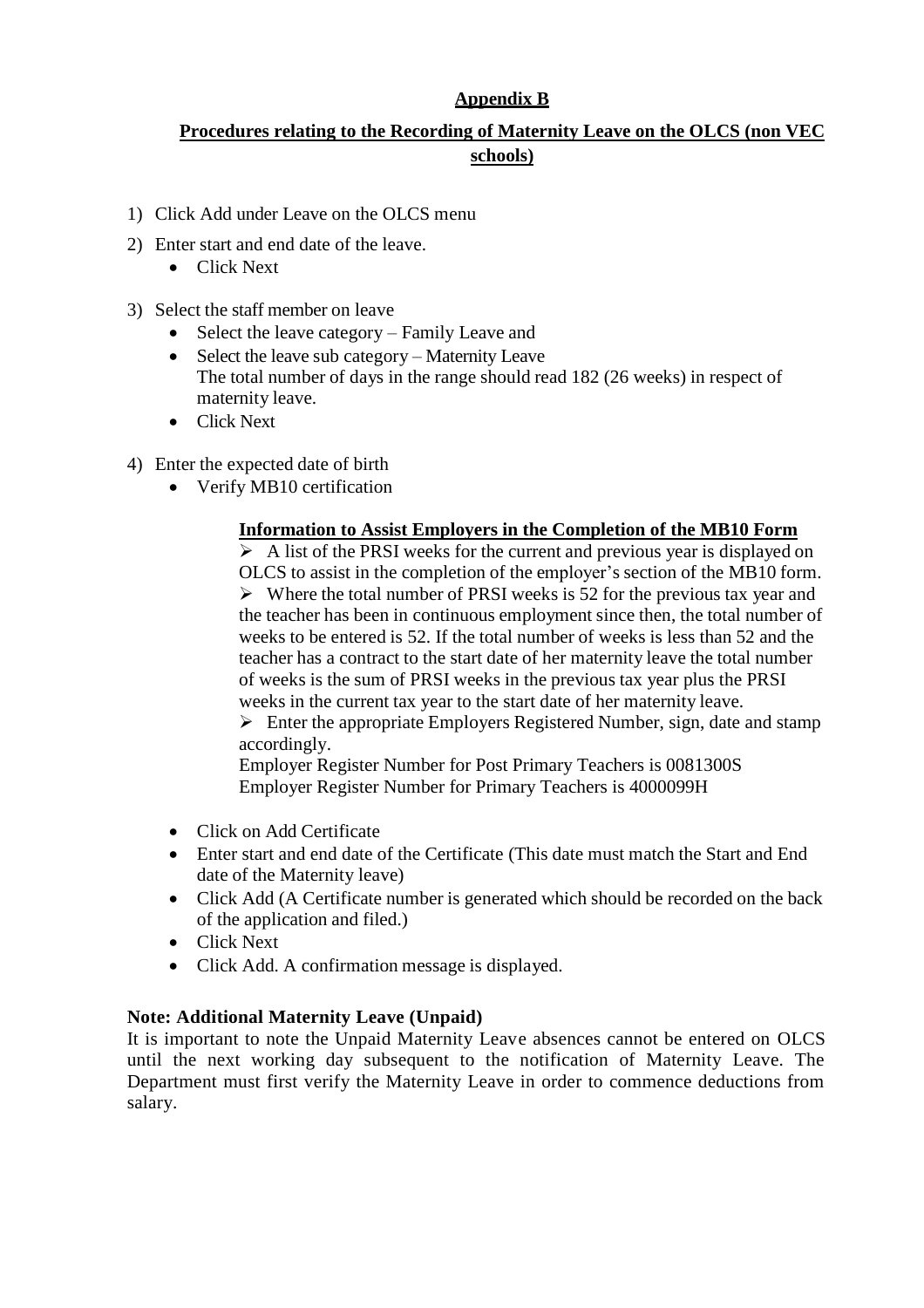## Appendix B

## Procedures relating to the Recording of Maternity Leave on the OLCS (non VEC schools)

1) Click Add under Leave on the OLCS menu
2) Enter start and end date of the leave.
   - Click Next
3) Select the staff member on leave
   - Select the leave category – Family Leave and
   - Select the leave sub category – Maternity Leave
     The total number of days in the range should read 182 (26 weeks) in respect of maternity leave.
   - Click Next
4) Enter the expected date of birth
   - Verify MB10 certification

     **Information to Assist Employers in the Completion of the MB10 Form**

     ➢ A list of the PRSI weeks for the current and previous year is displayed on OLCS to assist in the completion of the employer's section of the MB10 form.

     ➢ Where the total number of PRSI weeks is 52 for the previous tax year and the teacher has been in continuous employment since then, the total number of weeks to be entered is 52. If the total number of weeks is less than 52 and the teacher has a contract to the start date of her maternity leave the total number of weeks is the sum of PRSI weeks in the previous tax year plus the PRSI weeks in the current tax year to the start date of her maternity leave.

     ➢ Enter the appropriate Employers Registered Number, sign, date and stamp accordingly.

     Employer Register Number for Post Primary Teachers is 0081300S
     Employer Register Number for Primary Teachers is 4000099H

   - Click on Add Certificate
   - Enter start and end date of the Certificate (This date must match the Start and End date of the Maternity leave)
   - Click Add (A Certificate number is generated which should be recorded on the back of the application and filed.)
   - Click Next
   - Click Add. A confirmation message is displayed.

**Note: Additional Maternity Leave (Unpaid)**

It is important to note the Unpaid Maternity Leave absences cannot be entered on OLCS until the next working day subsequent to the notification of Maternity Leave. The Department must first verify the Maternity Leave in order to commence deductions from salary.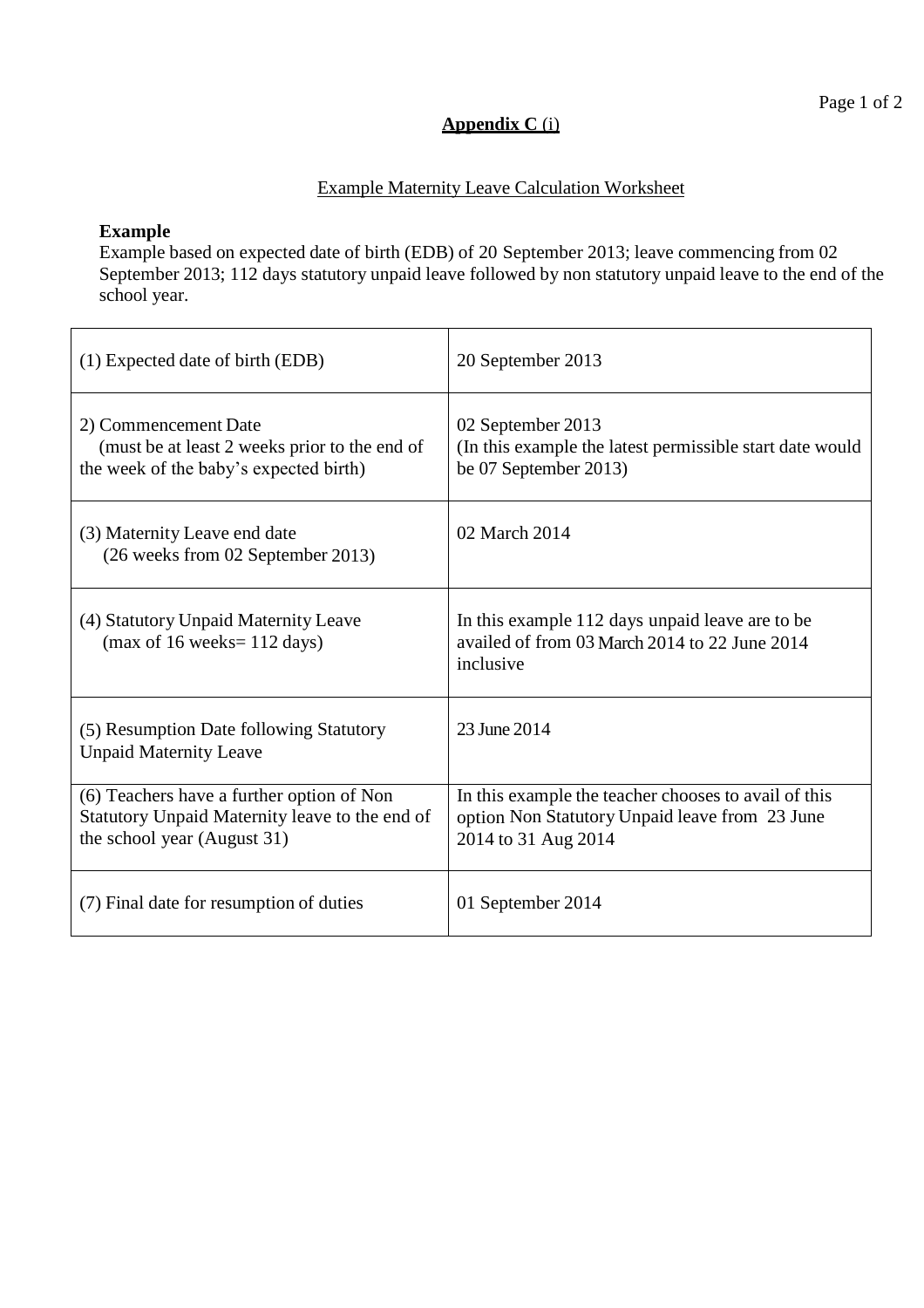**Appendix C (i)**

Example Maternity Leave Calculation Worksheet

**Example**

Example based on expected date of birth (EDB) of 20 September 2013; leave commencing from 02 September 2013; 112 days statutory unpaid leave followed by non statutory unpaid leave to the end of the school year.

| | |
|---|---|
| (1) Expected date of birth (EDB) | 20 September 2013 |
| 2) Commencement Date (must be at least 2 weeks prior to the end of the week of the baby's expected birth) | 02 September 2013 (In this example the latest permissible start date would be 07 September 2013) |
| (3) Maternity Leave end date (26 weeks from 02 September 2013) | 02 March 2014 |
| (4) Statutory Unpaid Maternity Leave (max of 16 weeks= 112 days) | In this example 112 days unpaid leave are to be availed of from 03 March 2014 to 22 June 2014 inclusive |
| (5) Resumption Date following Statutory Unpaid Maternity Leave | 23 June 2014 |
| (6) Teachers have a further option of Non Statutory Unpaid Maternity leave to the end of the school year (August 31) | In this example the teacher chooses to avail of this option Non Statutory Unpaid leave from 23 June 2014 to 31 Aug 2014 |
| (7) Final date for resumption of duties | 01 September 2014 |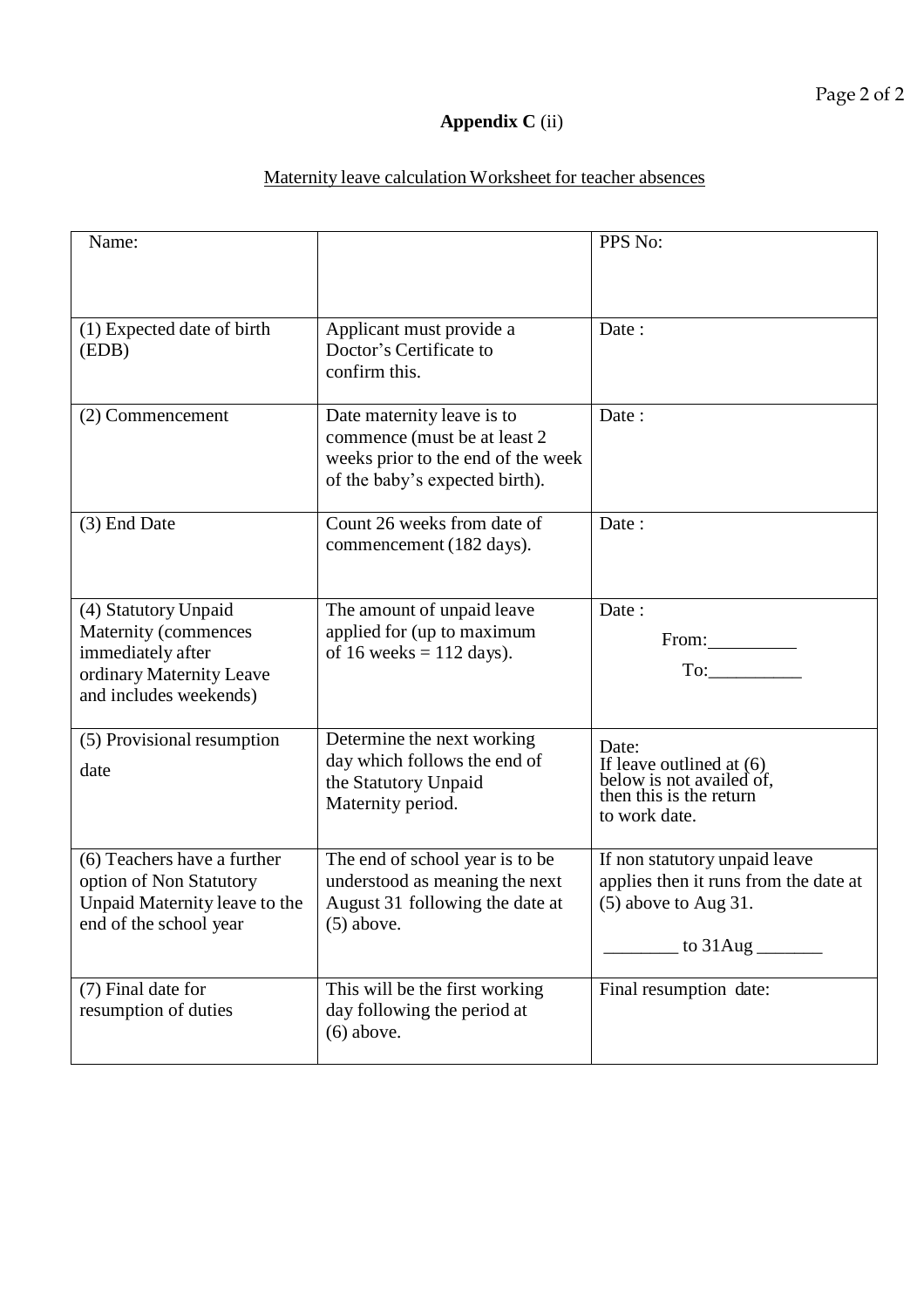**Appendix C** (ii)

Maternity leave calculation Worksheet for teacher absences

| | | |
|---|---|---|
| Name: | | PPS No: |
| (1) Expected date of birth (EDB) | Applicant must provide a Doctor's Certificate to confirm this. | Date : |
| (2) Commencement | Date maternity leave is to commence (must be at least 2 weeks prior to the end of the week of the baby's expected birth). | Date : |
| (3) End Date | Count 26 weeks from date of commencement (182 days). | Date : |
| (4) Statutory Unpaid Maternity (commences immediately after ordinary Maternity Leave and includes weekends) | The amount of unpaid leave applied for (up to maximum of 16 weeks = 112 days). | Date : From:_________ To:__________ |
| (5) Provisional resumption date | Determine the next working day which follows the end of the Statutory Unpaid Maternity period. | Date: If leave outlined at (6) below is not availed of, then this is the return to work date. |
| (6) Teachers have a further option of Non Statutory Unpaid Maternity leave to the end of the school year | The end of school year is to be understood as meaning the next August 31 following the date at (5) above. | If non statutory unpaid leave applies then it runs from the date at (5) above to Aug 31. ________ to 31Aug _______ |
| (7) Final date for resumption of duties | This will be the first working day following the period at (6) above. | Final resumption date: |